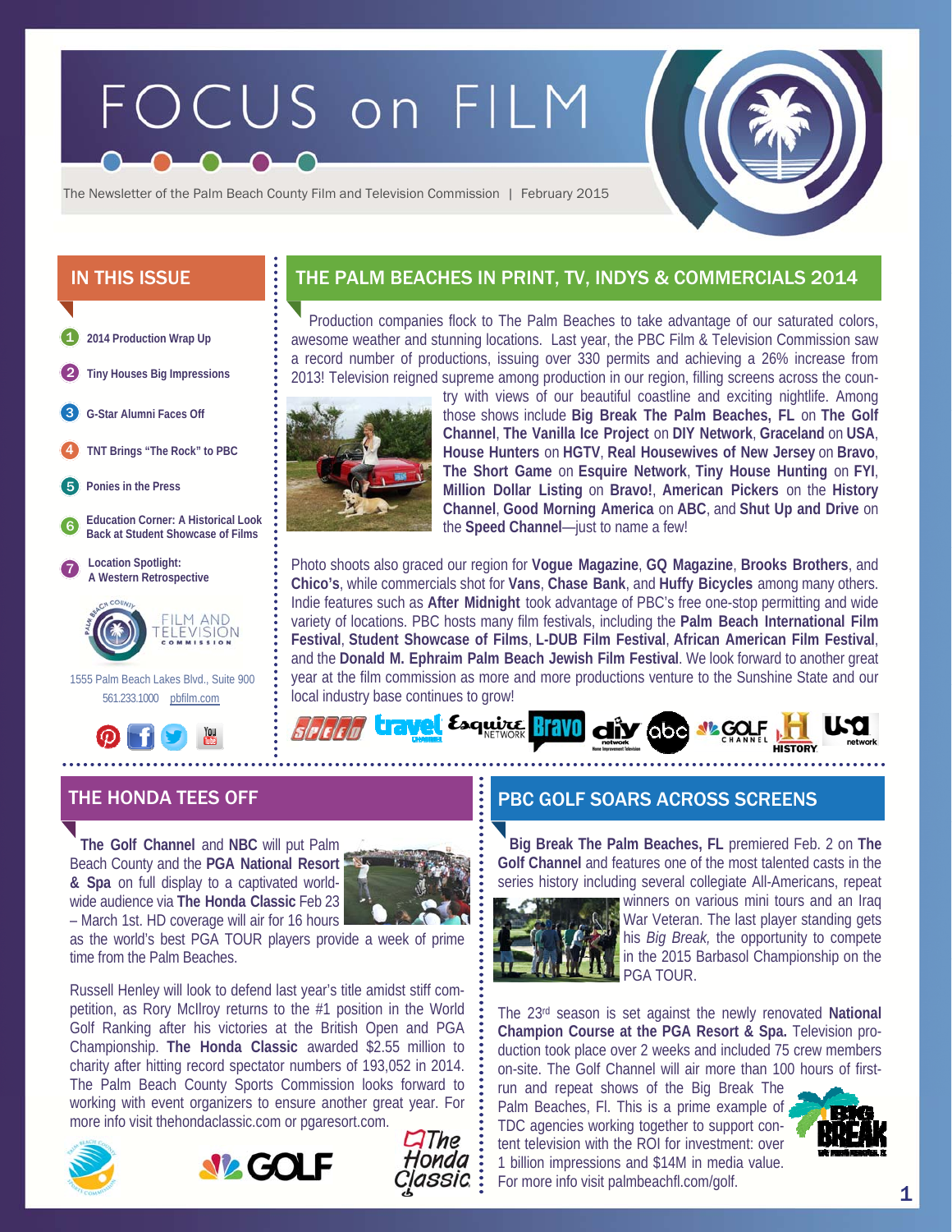# FOCUS on FILM

The Newsletter of the Palm Beach County Film and Television Commission | February 2015

## IN THIS ISSUE

1. 2014 Production Wrap Up
2. Tiny Houses Big Impressions
3. G-Star Alumni Faces Off
4. TNT Brings "The Rock" to PBC
5. Ponies in the Press
6. Education Corner: A Historical Look Back at Student Showcase of Films
7. Location Spotlight: A Western Retrospective

FILM AND TELEVISION COMMISSION

1555 Palm Beach Lakes Blvd., Suite 900
561.233.1000 pbfilm.com

## THE PALM BEACHES IN PRINT, TV, INDYS & COMMERCIALS 2014

Production companies flock to The Palm Beaches to take advantage of our saturated colors, awesome weather and stunning locations. Last year, the PBC Film & Television Commission saw a record number of productions, issuing over 330 permits and achieving a 26% increase from 2013! Television reigned supreme among production in our region, filling screens across the country with views of our beautiful coastline and exciting nightlife. Among those shows include **Big Break The Palm Beaches, FL** on **The Golf Channel**, **The Vanilla Ice Project** on **DIY Network**, **Graceland** on **USA**, **House Hunters** on **HGTV**, **Real Housewives of New Jersey** on **Bravo**, **The Short Game** on **Esquire Network**, **Tiny House Hunting** on **FYI**, **Million Dollar Listing** on **Bravo!**, **American Pickers** on the **History Channel**, **Good Morning America** on **ABC**, and **Shut Up and Drive** on the **Speed Channel**—just to name a few!

Photo shoots also graced our region for **Vogue Magazine**, **GQ Magazine**, **Brooks Brothers**, and **Chico's**, while commercials shot for **Vans**, **Chase Bank**, and **Huffy Bicycles** among many others. Indie features such as **After Midnight** took advantage of PBC's free one-stop permitting and wide variety of locations. PBC hosts many film festivals, including the **Palm Beach International Film Festival**, **Student Showcase of Films**, **L-DUB Film Festival**, **African American Film Festival**, and the **Donald M. Ephraim Palm Beach Jewish Film Festival**. We look forward to another great year at the film commission as more and more productions venture to the Sunshine State and our local industry base continues to grow!

## THE HONDA TEES OFF

**The Golf Channel** and **NBC** will put Palm Beach County and the **PGA National Resort & Spa** on full display to a captivated worldwide audience via **The Honda Classic** Feb 23 – March 1st. HD coverage will air for 16 hours as the world's best PGA TOUR players provide a week of prime time from the Palm Beaches.

Russell Henley will look to defend last year's title amidst stiff competition, as Rory McIlroy returns to the #1 position in the World Golf Ranking after his victories at the British Open and PGA Championship. **The Honda Classic** awarded $2.55 million to charity after hitting record spectator numbers of 193,052 in 2014. The Palm Beach County Sports Commission looks forward to working with event organizers to ensure another great year. For more info visit thehondaclassic.com or pgaresort.com.

## PBC GOLF SOARS ACROSS SCREENS

**Big Break The Palm Beaches, FL** premiered Feb. 2 on **The Golf Channel** and features one of the most talented casts in the series history including several collegiate All-Americans, repeat winners on various mini tours and an Iraq War Veteran. The last player standing gets his *Big Break,* the opportunity to compete in the 2015 Barbasol Championship on the PGA TOUR.

The 23rd season is set against the newly renovated **National Champion Course at the PGA Resort & Spa.** Television production took place over 2 weeks and included 75 crew members on-site. The Golf Channel will air more than 100 hours of first-run and repeat shows of the Big Break The Palm Beaches, Fl. This is a prime example of TDC agencies working together to support content television with the ROI for investment: over 1 billion impressions and $14M in media value. For more info visit palmbeachfl.com/golf.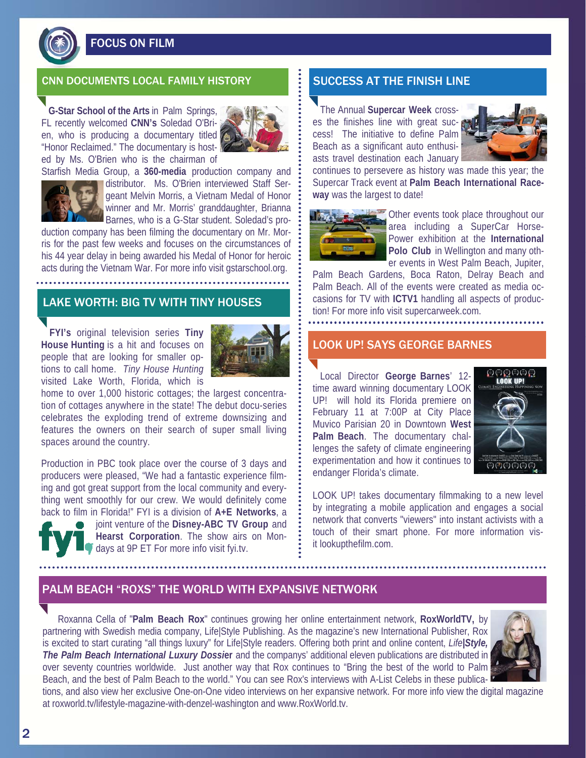# FOCUS ON FILM

## CNN DOCUMENTS LOCAL FAMILY HISTORY

**G-Star School of the Arts** in Palm Springs, FL recently welcomed **CNN's** Soledad O'Brien, who is producing a documentary titled "Honor Reclaimed." The documentary is hosted by Ms. O'Brien who is the chairman of Starfish Media Group, a **360-media** production company and distributor. Ms. O'Brien interviewed Staff Sergeant Melvin Morris, a Vietnam Medal of Honor winner and Mr. Morris' granddaughter, Brianna Barnes, who is a G-Star student. Soledad's production company has been filming the documentary on Mr. Morris for the past few weeks and focuses on the circumstances of his 44 year delay in being awarded his Medal of Honor for heroic acts during the Vietnam War. For more info visit gstarschool.org.

## LAKE WORTH: BIG TV WITH TINY HOUSES

**FYI's** original television series **Tiny House Hunting** is a hit and focuses on people that are looking for smaller options to call home. *Tiny House Hunting* visited Lake Worth, Florida, which is home to over 1,000 historic cottages; the largest concentration of cottages anywhere in the state! The debut docu-series celebrates the exploding trend of extreme downsizing and features the owners on their search of super small living spaces around the country.

Production in PBC took place over the course of 3 days and producers were pleased, "We had a fantastic experience filming and got great support from the local community and everything went smoothly for our crew. We would definitely come back to film in Florida!" FYI is a division of **A+E Networks**, a joint venture of the **Disney-ABC TV Group** and **Hearst Corporation**. The show airs on Mondays at 9P ET For more info visit fyi.tv.

## SUCCESS AT THE FINISH LINE

The Annual **Supercar Week** crosses the finishes line with great success! The initiative to define Palm Beach as a significant auto enthusiasts travel destination each January continues to persevere as history was made this year; the Supercar Track event at **Palm Beach International Raceway** was the largest to date!

Other events took place throughout our area including a SuperCar HorsePower exhibition at the **International Polo Club** in Wellington and many other events in West Palm Beach, Jupiter, Palm Beach Gardens, Boca Raton, Delray Beach and Palm Beach. All of the events were created as media occasions for TV with **ICTV1** handling all aspects of production! For more info visit supercarweek.com.

## LOOK UP! SAYS GEORGE BARNES

Local Director **George Barnes**' 12-time award winning documentary LOOK UP! will hold its Florida premiere on February 11 at 7:00P at City Place Muvico Parisian 20 in Downtown **West Palm Beach**. The documentary challenges the safety of climate engineering experimentation and how it continues to endanger Florida's climate.

LOOK UP! takes documentary filmmaking to a new level by integrating a mobile application and engages a social network that converts "viewers" into instant activists with a touch of their smart phone. For more information visit lookupthefilm.com.

## PALM BEACH "ROXS" THE WORLD WITH EXPANSIVE NETWORK

Roxanna Cella of "**Palm Beach Rox**" continues growing her online entertainment network, **RoxWorldTV,** by partnering with Swedish media company, Life|Style Publishing. As the magazine's new International Publisher, Rox is excited to start curating "all things luxury" for Life|Style readers. Offering both print and online content, *Life**|Style, The Palm Beach International Luxury Dossie***r and the companys' additional eleven publications are distributed in over seventy countries worldwide. Just another way that Rox continues to "Bring the best of the world to Palm Beach, and the best of Palm Beach to the world." You can see Rox's interviews with A-List Celebs in these publications, and also view her exclusive One-on-One video interviews on her expansive network. For more info view the digital magazine at roxworld.tv/lifestyle-magazine-with-denzel-washington and www.RoxWorld.tv.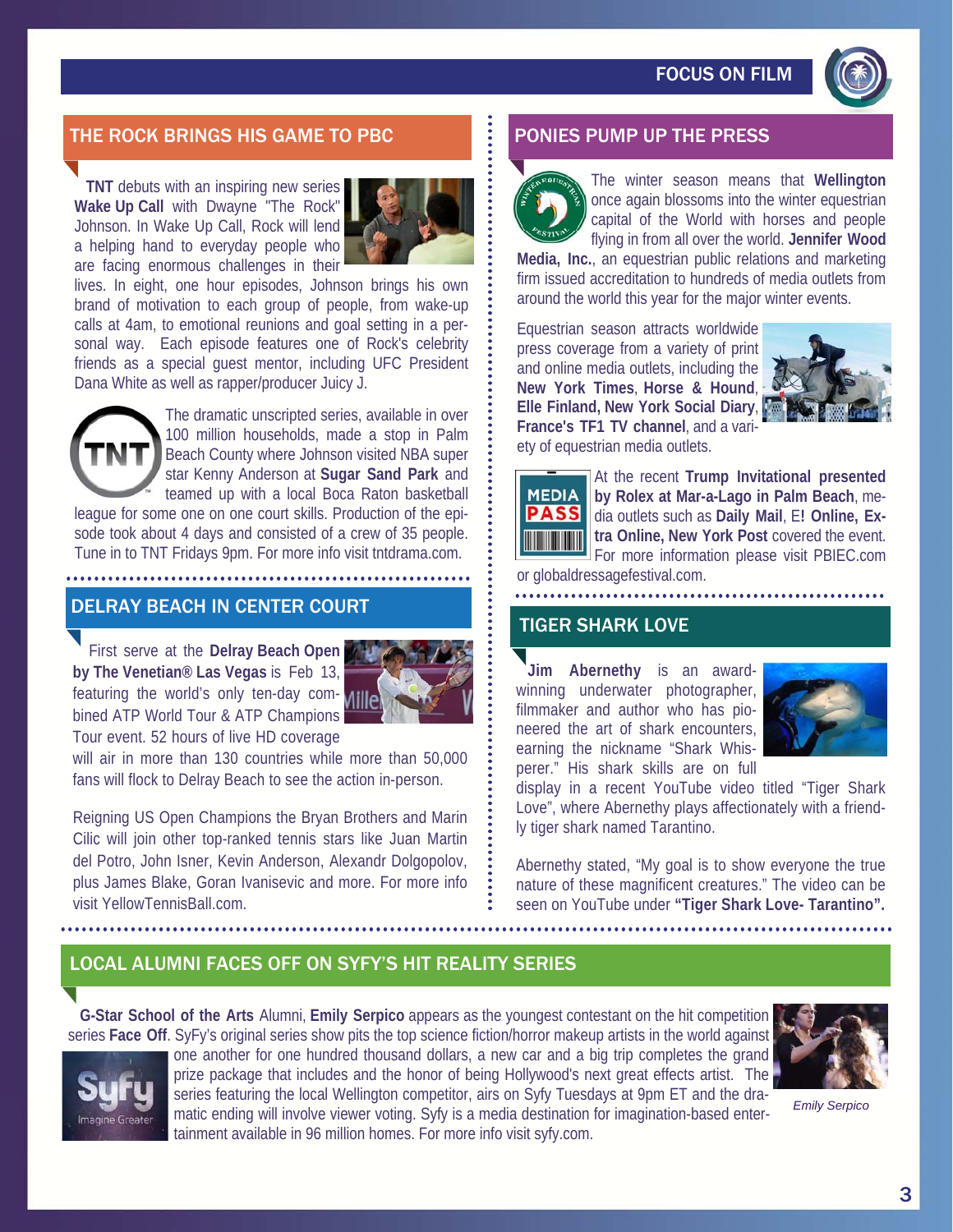## THE ROCK BRINGS HIS GAME TO PBC

**TNT** debuts with an inspiring new series **Wake Up Call** with Dwayne "The Rock" Johnson. In Wake Up Call, Rock will lend a helping hand to everyday people who are facing enormous challenges in their lives. In eight, one hour episodes, Johnson brings his own brand of motivation to each group of people, from wake-up calls at 4am, to emotional reunions and goal setting in a personal way. Each episode features one of Rock's celebrity friends as a special guest mentor, including UFC President Dana White as well as rapper/producer Juicy J.

The dramatic unscripted series, available in over 100 million households, made a stop in Palm Beach County where Johnson visited NBA super star Kenny Anderson at **Sugar Sand Park** and teamed up with a local Boca Raton basketball league for some one on one court skills. Production of the episode took about 4 days and consisted of a crew of 35 people. Tune in to TNT Fridays 9pm. For more info visit tntdrama.com.

## DELRAY BEACH IN CENTER COURT

First serve at the **Delray Beach Open by The Venetian® Las Vegas** is Feb 13, featuring the world's only ten-day combined ATP World Tour & ATP Champions Tour event. 52 hours of live HD coverage will air in more than 130 countries while more than 50,000 fans will flock to Delray Beach to see the action in-person.

Reigning US Open Champions the Bryan Brothers and Marin Cilic will join other top-ranked tennis stars like Juan Martin del Potro, John Isner, Kevin Anderson, Alexandr Dolgopolov, plus James Blake, Goran Ivanisevic and more. For more info visit YellowTennisBall.com.

## PONIES PUMP UP THE PRESS

The winter season means that **Wellington** once again blossoms into the winter equestrian capital of the World with horses and people flying in from all over the world. **Jennifer Wood Media, Inc.**, an equestrian public relations and marketing firm issued accreditation to hundreds of media outlets from around the world this year for the major winter events.

Equestrian season attracts worldwide press coverage from a variety of print and online media outlets, including the **New York Times**, **Horse & Hound**, **Elle Finland, New York Social Diary**, **France's TF1 TV channel**, and a variety of equestrian media outlets.

At the recent **Trump Invitational presented by Rolex at Mar-a-Lago in Palm Beach**, media outlets such as **Daily Mail**, E**! Online, Extra Online, New York Post** covered the event. For more information please visit PBIEC.com or globaldressagefestival.com.

## TIGER SHARK LOVE

**Jim Abernethy** is an award-winning underwater photographer, filmmaker and author who has pioneered the art of shark encounters, earning the nickname "Shark Whisperer." His shark skills are on full display in a recent YouTube video titled "Tiger Shark Love", where Abernethy plays affectionately with a friendly tiger shark named Tarantino.

Abernethy stated, "My goal is to show everyone the true nature of these magnificent creatures." The video can be seen on YouTube under **"Tiger Shark Love- Tarantino".**

## LOCAL ALUMNI FACES OFF ON SYFY'S HIT REALITY SERIES

**G-Star School of the Arts** Alumni, **Emily Serpico** appears as the youngest contestant on the hit competition series **Face Off**. SyFy's original series show pits the top science fiction/horror makeup artists in the world against one another for one hundred thousand dollars, a new car and a big trip completes the grand prize package that includes and the honor of being Hollywood's next great effects artist. The series featuring the local Wellington competitor, airs on Syfy Tuesdays at 9pm ET and the dramatic ending will involve viewer voting. Syfy is a media destination for imagination-based entertainment available in 96 million homes. For more info visit syfy.com.

*Emily Serpico*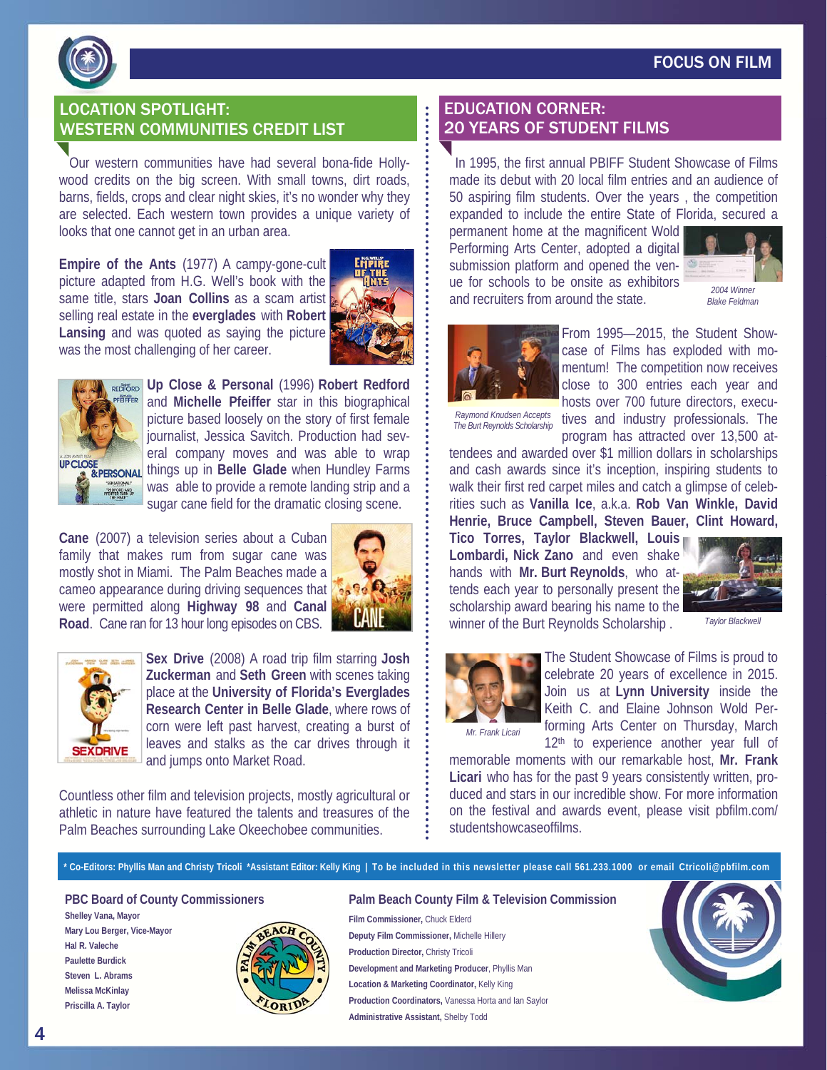## FOCUS ON FILM

## LOCATION SPOTLIGHT: WESTERN COMMUNITIES CREDIT LIST

Our western communities have had several bona-fide Hollywood credits on the big screen. With small towns, dirt roads, barns, fields, crops and clear night skies, it's no wonder why they are selected. Each western town provides a unique variety of looks that one cannot get in an urban area.

**Empire of the Ants** (1977) A campy-gone-cult picture adapted from H.G. Well's book with the same title, stars **Joan Collins** as a scam artist selling real estate in the **everglades** with **Robert Lansing** and was quoted as saying the picture was the most challenging of her career.

**Up Close & Personal** (1996) **Robert Redford** and **Michelle Pfeiffer** star in this biographical picture based loosely on the story of first female journalist, Jessica Savitch. Production had several company moves and was able to wrap things up in **Belle Glade** when Hundley Farms was able to provide a remote landing strip and a sugar cane field for the dramatic closing scene.

**Cane** (2007) a television series about a Cuban family that makes rum from sugar cane was mostly shot in Miami. The Palm Beaches made a cameo appearance during driving sequences that were permitted along **Highway 98** and **Canal Road**. Cane ran for 13 hour long episodes on CBS.

**Sex Drive** (2008) A road trip film starring **Josh Zuckerman** and **Seth Green** with scenes taking place at the **University of Florida's Everglades Research Center in Belle Glade**, where rows of corn were left past harvest, creating a burst of leaves and stalks as the car drives through it and jumps onto Market Road.

Countless other film and television projects, mostly agricultural or athletic in nature have featured the talents and treasures of the Palm Beaches surrounding Lake Okeechobee communities.

## EDUCATION CORNER: 20 YEARS OF STUDENT FILMS

In 1995, the first annual PBIFF Student Showcase of Films made its debut with 20 local film entries and an audience of 50 aspiring film students. Over the years , the competition expanded to include the entire State of Florida, secured a permanent home at the magnificent Wold Performing Arts Center, adopted a digital submission platform and opened the venue for schools to be onsite as exhibitors and recruiters from around the state.

*2004 Winner Blake Feldman*

*Raymond Knudsen Accepts The Burt Reynolds Scholarship*

From 1995—2015, the Student Showcase of Films has exploded with momentum! The competition now receives close to 300 entries each year and hosts over 700 future directors, executives and industry professionals. The program has attracted over 13,500 attendees and awarded over $1 million dollars in scholarships and cash awards since it's inception, inspiring students to walk their first red carpet miles and catch a glimpse of celebrities such as **Vanilla Ice**, a.k.a. **Rob Van Winkle, David Henrie, Bruce Campbell, Steven Bauer, Clint Howard, Tico Torres, Taylor Blackwell, Louis Lombardi, Nick Zano** and even shake hands with **Mr. Burt Reynolds**, who attends each year to personally present the scholarship award bearing his name to the winner of the Burt Reynolds Scholarship .

*Taylor Blackwell*

*Mr. Frank Licari*

The Student Showcase of Films is proud to celebrate 20 years of excellence in 2015. Join us at **Lynn University** inside the Keith C. and Elaine Johnson Wold Performing Arts Center on Thursday, March 12th to experience another year full of memorable moments with our remarkable host, **Mr. Frank Licari** who has for the past 9 years consistently written, produced and stars in our incredible show. For more information on the festival and awards event, please visit pbfilm.com/studentshowcaseoffilms.

**\* Co-Editors: Phyllis Man and Christy Tricoli \*Assistant Editor: Kelly King | To be included in this newsletter please call 561.233.1000 or email Ctricoli@pbfilm.com**

### PBC Board of County Commissioners

**Shelley Vana, Mayor**
**Mary Lou Berger, Vice-Mayor**
**Hal R. Valeche**
**Paulette Burdick**
**Steven L. Abrams**
**Melissa McKinlay**
**Priscilla A. Taylor**

### Palm Beach County Film & Television Commission

**Film Commissioner,** Chuck Elderd
**Deputy Film Commissioner,** Michelle Hillery
**Production Director,** Christy Tricoli
**Development and Marketing Producer**, Phyllis Man
**Location & Marketing Coordinator,** Kelly King
**Production Coordinators,** Vanessa Horta and Ian Saylor
**Administrative Assistant,** Shelby Todd